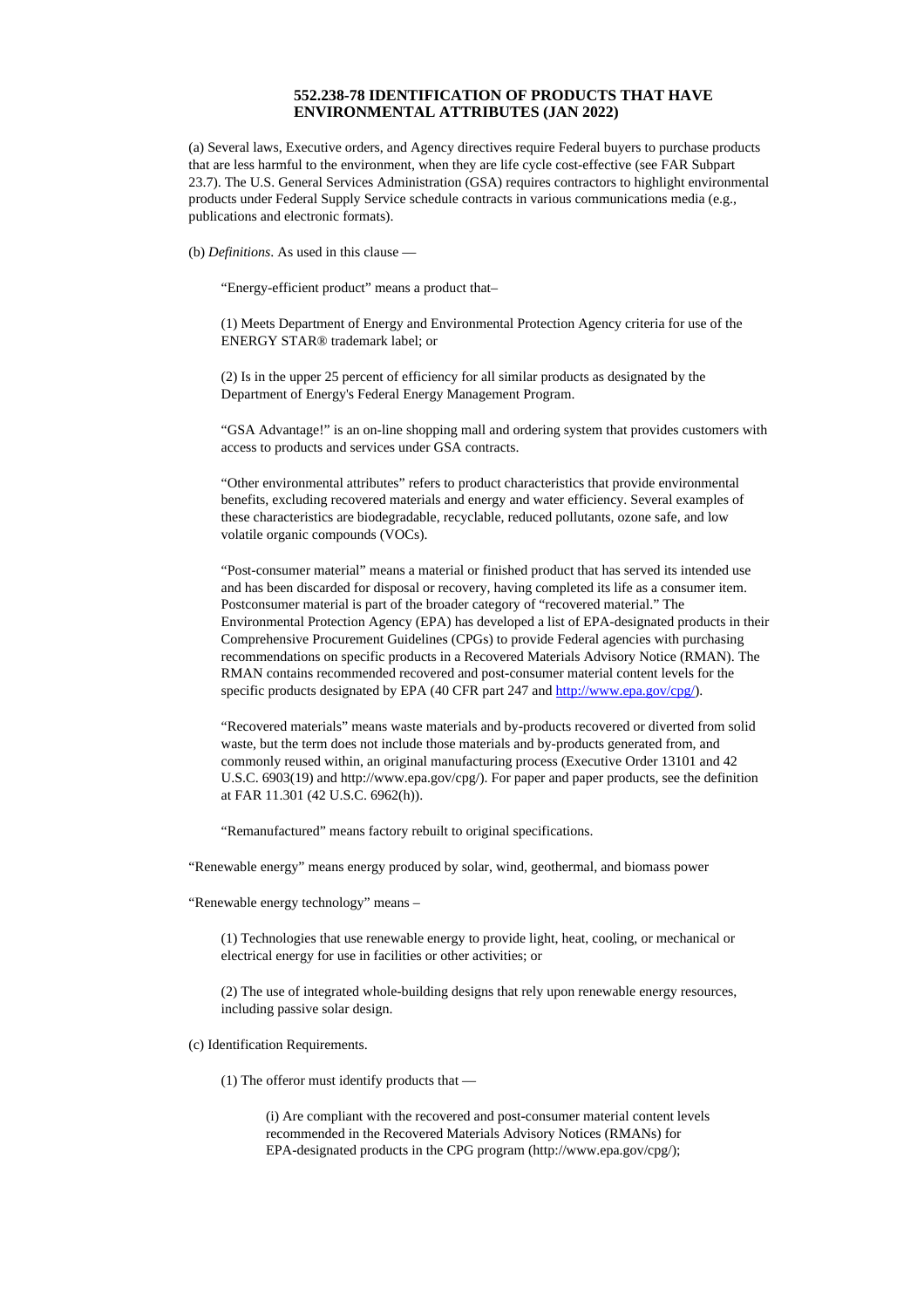**552.238-78 IDENTIFICATION OF PRODUCTS THAT HAVE ENVIRONMENTAL ATTRIBUTES (JAN 2022)**

(a) Several laws, Executive orders, and Agency directives require Federal buyers to purchase products that are less harmful to the environment, when they are life cycle cost-effective (see FAR Subpart 23.7). The U.S. General Services Administration (GSA) requires contractors to highlight environmental products under Federal Supply Service schedule contracts in various communications media (e.g., publications and electronic formats).

(b) *Definitions*. As used in this clause —

"Energy-efficient product" means a product that–

(1) Meets Department of Energy and Environmental Protection Agency criteria for use of the ENERGY STAR® trademark label; or

(2) Is in the upper 25 percent of efficiency for all similar products as designated by the Department of Energy's Federal Energy Management Program.

"GSA Advantage!" is an on-line shopping mall and ordering system that provides customers with access to products and services under GSA contracts.

"Other environmental attributes" refers to product characteristics that provide environmental benefits, excluding recovered materials and energy and water efficiency. Several examples of these characteristics are biodegradable, recyclable, reduced pollutants, ozone safe, and low volatile organic compounds (VOCs).

"Post-consumer material" means a material or finished product that has served its intended use and has been discarded for disposal or recovery, having completed its life as a consumer item. Postconsumer material is part of the broader category of "recovered material." The Environmental Protection Agency (EPA) has developed a list of EPA-designated products in their Comprehensive Procurement Guidelines (CPGs) to provide Federal agencies with purchasing recommendations on specific products in a Recovered Materials Advisory Notice (RMAN). The RMAN contains recommended recovered and post-consumer material content levels for the specific products designated by EPA (40 CFR part 247 and [http://www.epa.gov/cpg/](http://www.epa.gov/cpg/)).

"Recovered materials" means waste materials and by-products recovered or diverted from solid waste, but the term does not include those materials and by-products generated from, and commonly reused within, an original manufacturing process (Executive Order 13101 and 42 U.S.C. 6903(19) and http://www.epa.gov/cpg/). For paper and paper products, see the definition at FAR 11.301 (42 U.S.C. 6962(h)).

"Remanufactured" means factory rebuilt to original specifications.

"Renewable energy" means energy produced by solar, wind, geothermal, and biomass power

"Renewable energy technology" means –

(1) Technologies that use renewable energy to provide light, heat, cooling, or mechanical or electrical energy for use in facilities or other activities; or

(2) The use of integrated whole-building designs that rely upon renewable energy resources, including passive solar design.

(c) Identification Requirements.

(1) The offeror must identify products that —

(i) Are compliant with the recovered and post-consumer material content levels recommended in the Recovered Materials Advisory Notices (RMANs) for EPA-designated products in the CPG program (http://www.epa.gov/cpg/);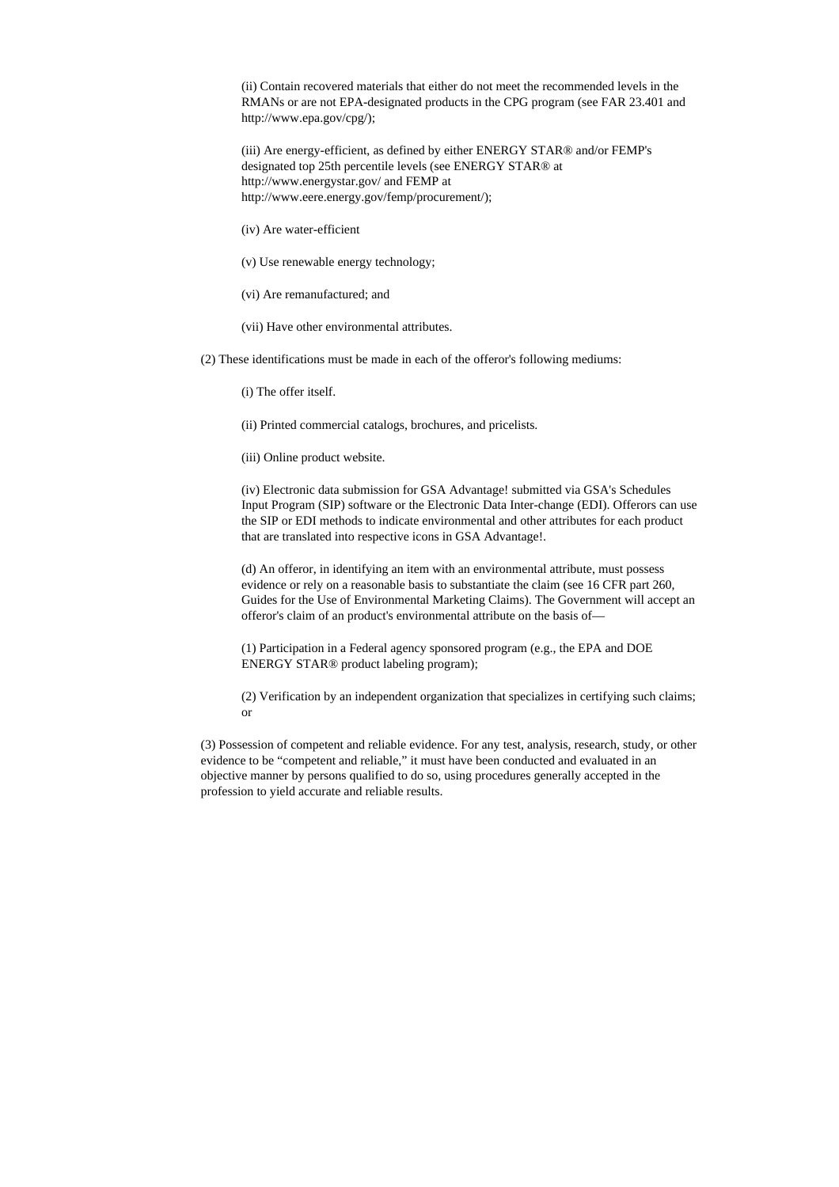(ii) Contain recovered materials that either do not meet the recommended levels in the RMANs or are not EPA-designated products in the CPG program (see FAR 23.401 and http://www.epa.gov/cpg/);

(iii) Are energy-efficient, as defined by either ENERGY STAR® and/or FEMP's designated top 25th percentile levels (see ENERGY STAR® at http://www.energystar.gov/ and FEMP at http://www.eere.energy.gov/femp/procurement/);

(iv) Are water-efficient

(v) Use renewable energy technology;

(vi) Are remanufactured; and

(vii) Have other environmental attributes.

(2) These identifications must be made in each of the offeror's following mediums:

(i) The offer itself.

(ii) Printed commercial catalogs, brochures, and pricelists.

(iii) Online product website.

(iv) Electronic data submission for GSA Advantage! submitted via GSA's Schedules Input Program (SIP) software or the Electronic Data Inter-change (EDI). Offerors can use the SIP or EDI methods to indicate environmental and other attributes for each product that are translated into respective icons in GSA Advantage!.

(d) An offeror, in identifying an item with an environmental attribute, must possess evidence or rely on a reasonable basis to substantiate the claim (see 16 CFR part 260, Guides for the Use of Environmental Marketing Claims). The Government will accept an offeror's claim of an product's environmental attribute on the basis of—

(1) Participation in a Federal agency sponsored program (e.g., the EPA and DOE ENERGY STAR® product labeling program);

(2) Verification by an independent organization that specializes in certifying such claims; or

(3) Possession of competent and reliable evidence. For any test, analysis, research, study, or other evidence to be "competent and reliable," it must have been conducted and evaluated in an objective manner by persons qualified to do so, using procedures generally accepted in the profession to yield accurate and reliable results.